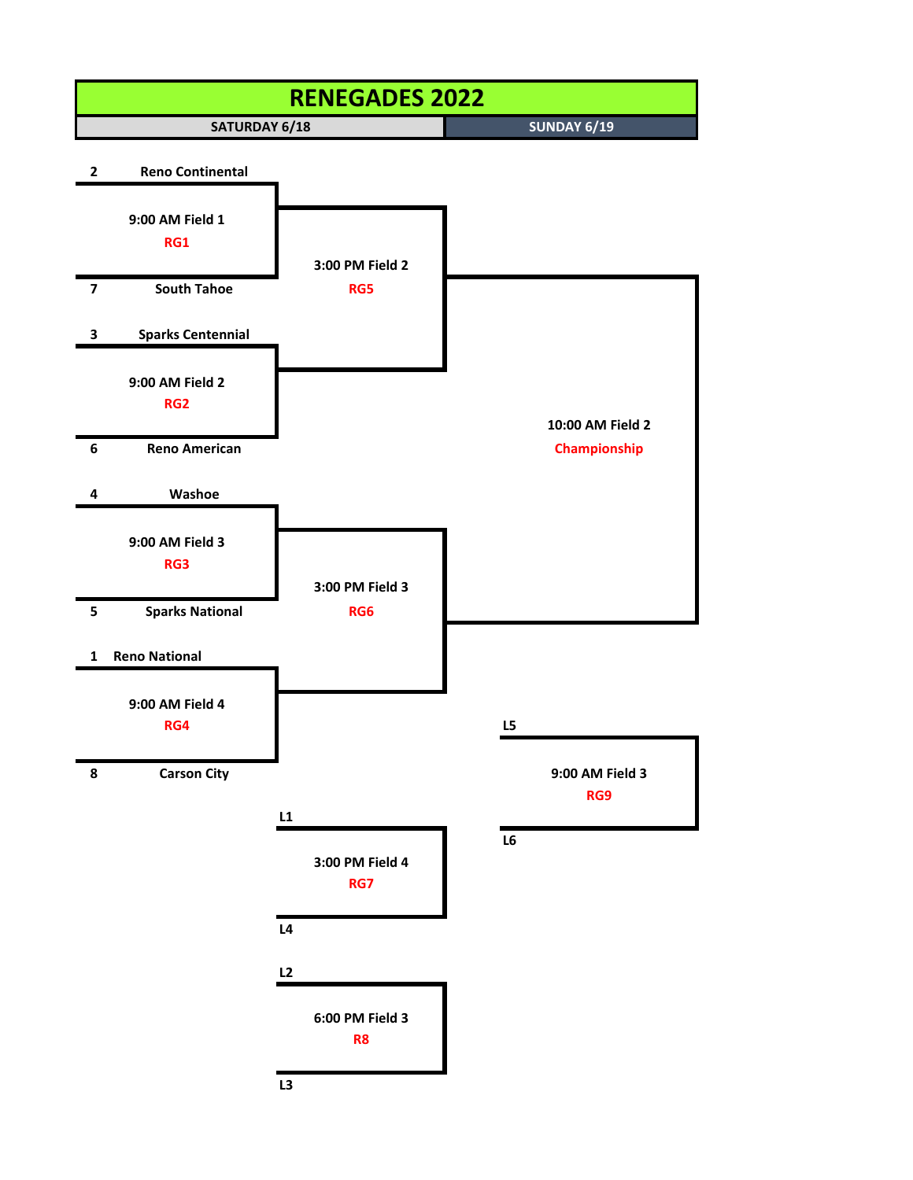# RENEGADES 2022

| SATURDAY 6/18 | SUNDAY 6/19 |
|---|---|

**2 Reno Continental**

9:00 AM Field 1
RG1

**7 South Tahoe**

**3 Sparks Centennial**

9:00 AM Field 2
RG2

**6 Reno American**

3:00 PM Field 2
RG5

**4 Washoe**

9:00 AM Field 3
RG3

**5 Sparks National**

**1 Reno National**

9:00 AM Field 4
RG4

**8 Carson City**

3:00 PM Field 3
RG6

10:00 AM Field 2
Championship

**L5**

9:00 AM Field 3
RG9

**L6**

**L1**

3:00 PM Field 4
RG7

**L4**

**L2**

6:00 PM Field 3
R8

**L3**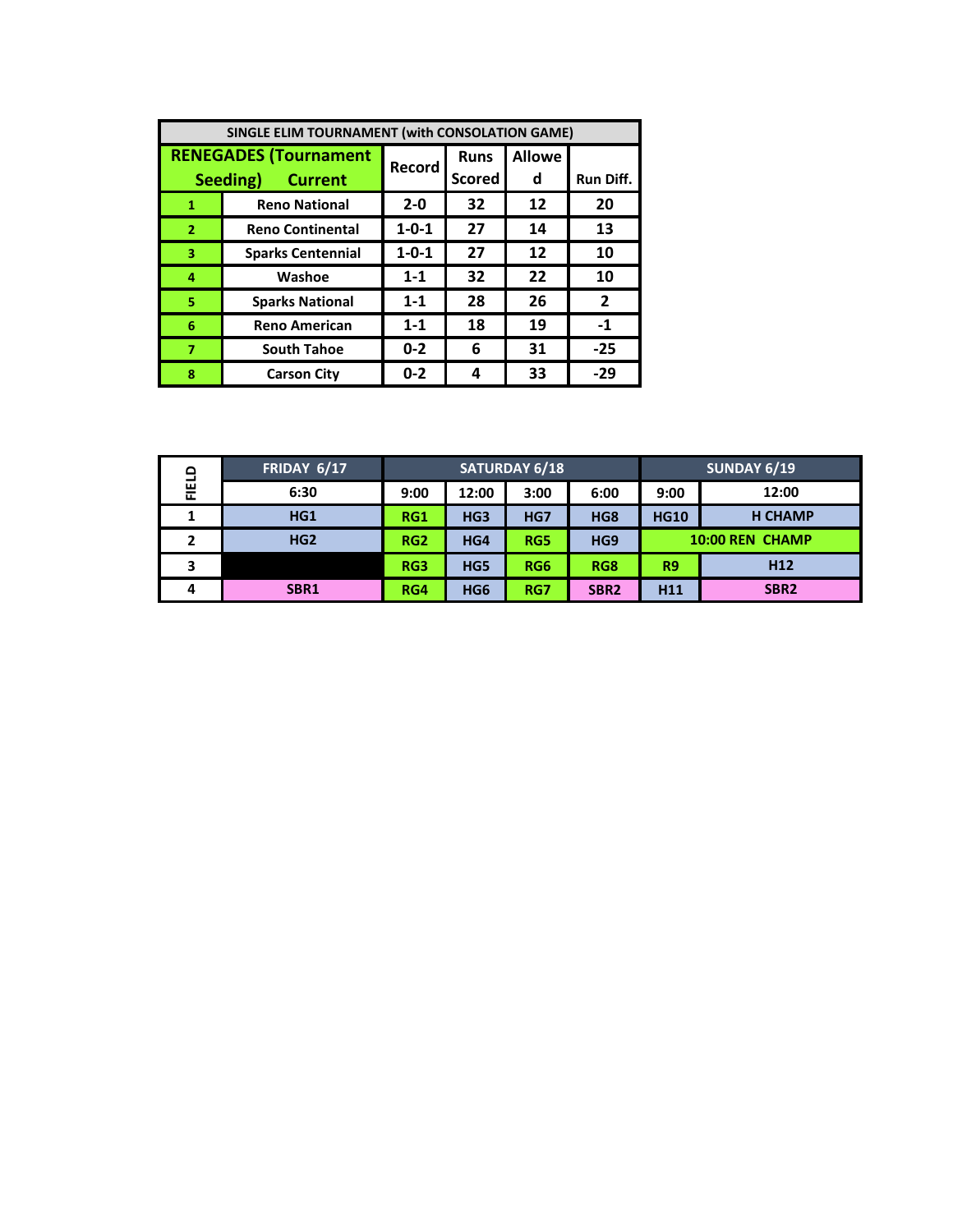| SINGLE ELIM TOURNAMENT (with CONSOLATION GAME) | | | | | |
|---|---|---|---|---|---|
| RENEGADES (Tournament Seeding) | Current | Record | Runs Scored | Allowed | Run Diff. |
| 1 | Reno National | 2-0 | 32 | 12 | 20 |
| 2 | Reno Continental | 1-0-1 | 27 | 14 | 13 |
| 3 | Sparks Centennial | 1-0-1 | 27 | 12 | 10 |
| 4 | Washoe | 1-1 | 32 | 22 | 10 |
| 5 | Sparks National | 1-1 | 28 | 26 | 2 |
| 6 | Reno American | 1-1 | 18 | 19 | -1 |
| 7 | South Tahoe | 0-2 | 6 | 31 | -25 |
| 8 | Carson City | 0-2 | 4 | 33 | -29 |

| FIELD | FRIDAY 6/17 | SATURDAY 6/18 | | | | SUNDAY 6/19 | |
|---|---|---|---|---|---|---|---|
| | 6:30 | 9:00 | 12:00 | 3:00 | 6:00 | 9:00 | 12:00 |
| 1 | HG1 | RG1 | HG3 | HG7 | HG8 | HG10 | H CHAMP |
| 2 | HG2 | RG2 | HG4 | RG5 | HG9 | 10:00 REN CHAMP | |
| 3 | | RG3 | HG5 | RG6 | RG8 | R9 | H12 |
| 4 | SBR1 | RG4 | HG6 | RG7 | SBR2 | H11 | SBR2 |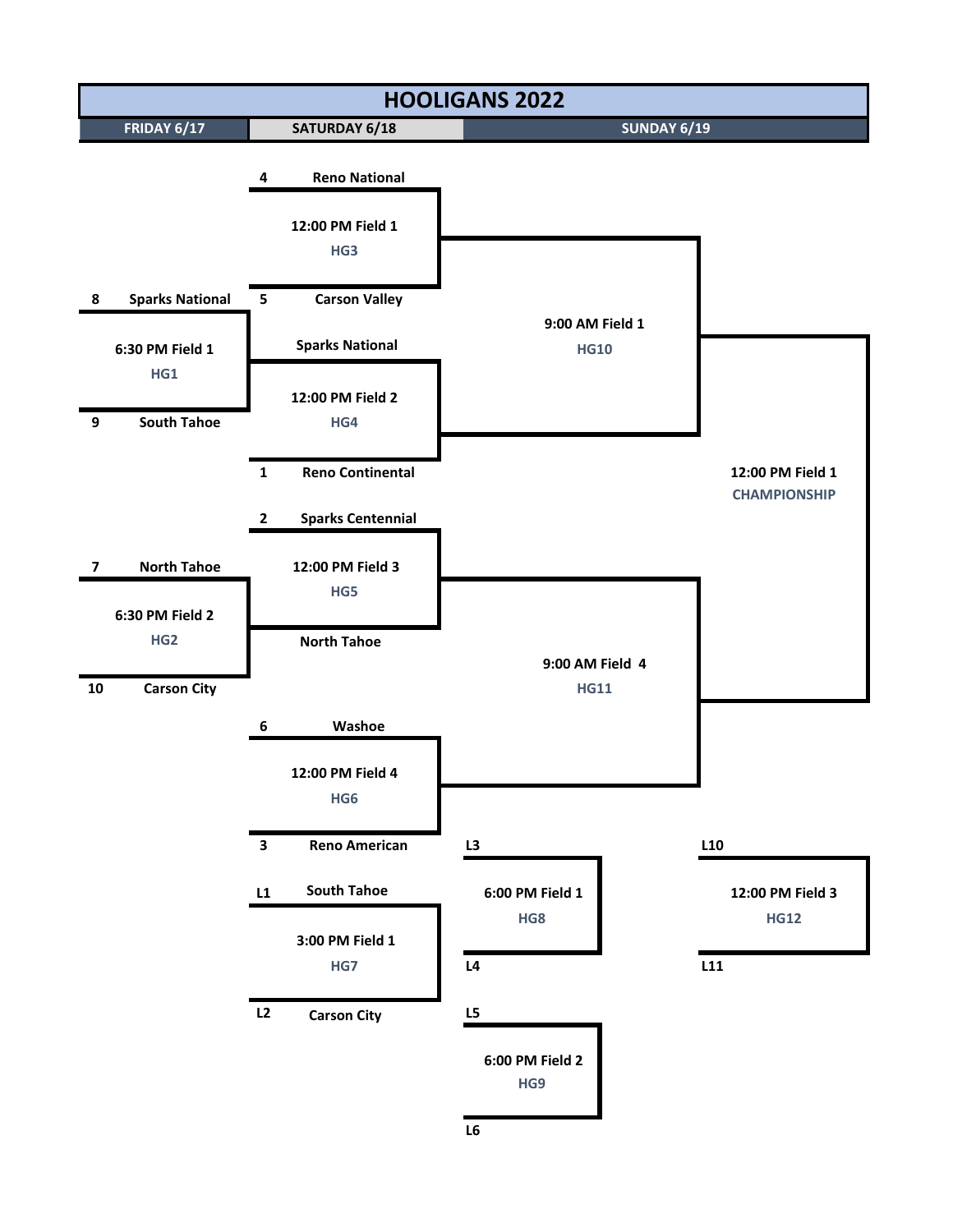# HOOLIGANS 2022

| FRIDAY 6/17 | SATURDAY 6/18 | SUNDAY 6/19 |
|---|---|---|

## Friday 6/17

**6:30 PM Field 1 — HG1**
- 8 Sparks National
- 9 South Tahoe

**6:30 PM Field 2 — HG2**
- 7 North Tahoe
- 10 Carson City

## Saturday 6/18

**12:00 PM Field 1 — HG3**
- 4 Reno National
- 5 Carson Valley

**12:00 PM Field 2 — HG4**
- Sparks National
- 1 Reno Continental

**12:00 PM Field 3 — HG5**
- 2 Sparks Centennial
- North Tahoe

**12:00 PM Field 4 — HG6**
- 6 Washoe
- 3 Reno American

**3:00 PM Field 1 — HG7**
- L1 South Tahoe
- L2 Carson City

**6:00 PM Field 1 — HG8**
- L3
- L4

**6:00 PM Field 2 — HG9**
- L5
- L6

## Sunday 6/19

**9:00 AM Field 1 — HG10**

**9:00 AM Field 4 — HG11**

**12:00 PM Field 1 — CHAMPIONSHIP**

**12:00 PM Field 3 — HG12**
- L10
- L11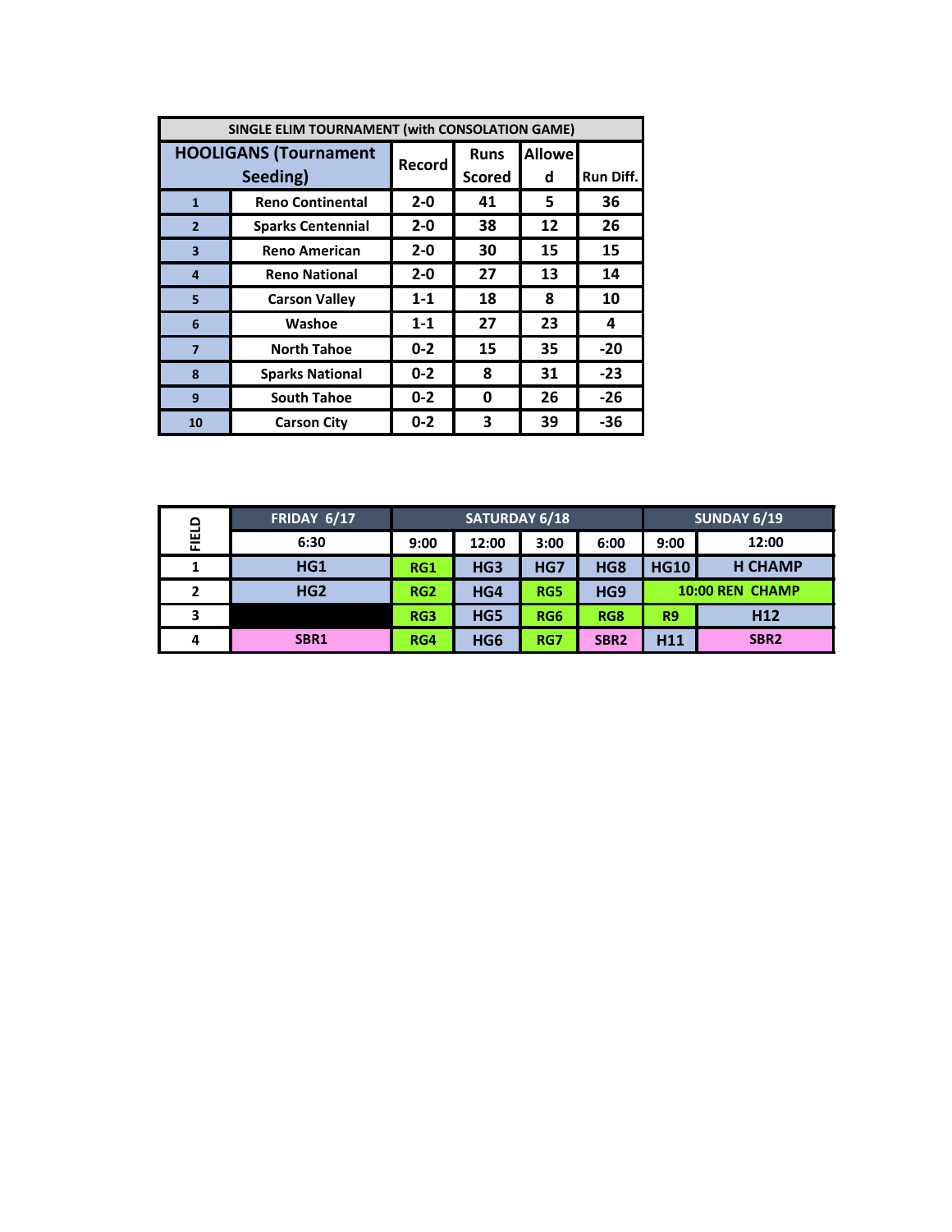| SINGLE ELIM TOURNAMENT (with CONSOLATION GAME) | | | | | |
|---|---|---|---|---|---|
| HOOLIGANS (Tournament Seeding) | | Record | Runs Scored | Allowed | Run Diff. |
| 1 | Reno Continental | 2-0 | 41 | 5 | 36 |
| 2 | Sparks Centennial | 2-0 | 38 | 12 | 26 |
| 3 | Reno American | 2-0 | 30 | 15 | 15 |
| 4 | Reno National | 2-0 | 27 | 13 | 14 |
| 5 | Carson Valley | 1-1 | 18 | 8 | 10 |
| 6 | Washoe | 1-1 | 27 | 23 | 4 |
| 7 | North Tahoe | 0-2 | 15 | 35 | -20 |
| 8 | Sparks National | 0-2 | 8 | 31 | -23 |
| 9 | South Tahoe | 0-2 | 0 | 26 | -26 |
| 10 | Carson City | 0-2 | 3 | 39 | -36 |

| FIELD | FRIDAY 6/17 | SATURDAY 6/18 | | | | SUNDAY 6/19 | |
|---|---|---|---|---|---|---|---|
| | 6:30 | 9:00 | 12:00 | 3:00 | 6:00 | 9:00 | 12:00 |
| 1 | HG1 | RG1 | HG3 | HG7 | HG8 | HG10 | H CHAMP |
| 2 | HG2 | RG2 | HG4 | RG5 | HG9 | 10:00 REN CHAMP | |
| 3 | | RG3 | HG5 | RG6 | RG8 | R9 | H12 |
| 4 | SBR1 | RG4 | HG6 | RG7 | SBR2 | H11 | SBR2 |